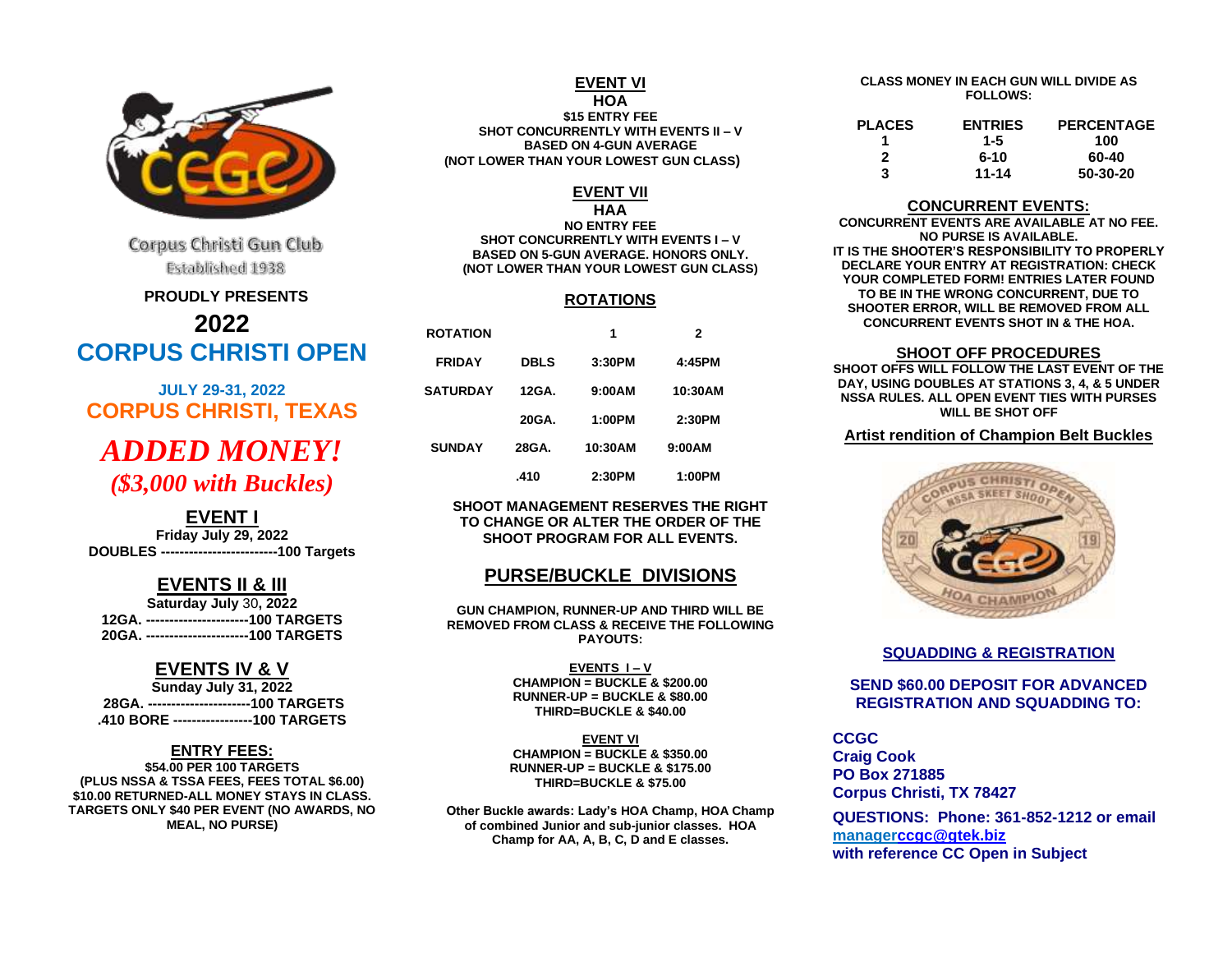Corpus Christi Gun Club
Established 1938

**PROUDLY PRESENTS**

# 2022
# CORPUS CHRISTI OPEN

**JULY 29-31, 2022**

## CORPUS CHRISTI, TEXAS

# *ADDED MONEY!*
## *($3,000 with Buckles)*

## EVENT I

**Friday July 29, 2022**
**DOUBLES -------------------------100 Targets**

## EVENTS II & III

**Saturday July 30, 2022**
**12GA. ----------------------100 TARGETS**
**20GA. ----------------------100 TARGETS**

## EVENTS IV & V

**Sunday July 31, 2022**
**28GA. ----------------------100 TARGETS**
**.410 BORE -----------------100 TARGETS**

### ENTRY FEES:

**$54.00 PER 100 TARGETS**
**(PLUS NSSA & TSSA FEES, FEES TOTAL $6.00)**
**$10.00 RETURNED-ALL MONEY STAYS IN CLASS.**
**TARGETS ONLY $40 PER EVENT (NO AWARDS, NO MEAL, NO PURSE)**

## EVENT VI

**HOA**
**$15 ENTRY FEE**
**SHOT CONCURRENTLY WITH EVENTS II – V**
**BASED ON 4-GUN AVERAGE**
**(NOT LOWER THAN YOUR LOWEST GUN CLASS)**

## EVENT VII

**HAA**
**NO ENTRY FEE**
**SHOT CONCURRENTLY WITH EVENTS I – V**
**BASED ON 5-GUN AVERAGE. HONORS ONLY.**
**(NOT LOWER THAN YOUR LOWEST GUN CLASS)**

## ROTATIONS

| ROTATION | | 1 | 2 |
|---|---|---|---|
| FRIDAY | DBLS | 3:30PM | 4:45PM |
| SATURDAY | 12GA. | 9:00AM | 10:30AM |
| | 20GA. | 1:00PM | 2:30PM |
| SUNDAY | 28GA. | 10:30AM | 9:00AM |
| | .410 | 2:30PM | 1:00PM |

**SHOOT MANAGEMENT RESERVES THE RIGHT TO CHANGE OR ALTER THE ORDER OF THE SHOOT PROGRAM FOR ALL EVENTS.**

## PURSE/BUCKLE DIVISIONS

**GUN CHAMPION, RUNNER-UP AND THIRD WILL BE REMOVED FROM CLASS & RECEIVE THE FOLLOWING PAYOUTS:**

**EVENTS I – V**
**CHAMPION = BUCKLE & $200.00**
**RUNNER-UP = BUCKLE & $80.00**
**THIRD=BUCKLE & $40.00**

**EVENT VI**
**CHAMPION = BUCKLE & $350.00**
**RUNNER-UP = BUCKLE & $175.00**
**THIRD=BUCKLE & $75.00**

**Other Buckle awards: Lady's HOA Champ, HOA Champ of combined Junior and sub-junior classes. HOA Champ for AA, A, B, C, D and E classes.**

**CLASS MONEY IN EACH GUN WILL DIVIDE AS FOLLOWS:**

| PLACES | ENTRIES | PERCENTAGE |
|---|---|---|
| 1 | 1-5 | 100 |
| 2 | 6-10 | 60-40 |
| 3 | 11-14 | 50-30-20 |

### CONCURRENT EVENTS:

**CONCURRENT EVENTS ARE AVAILABLE AT NO FEE. NO PURSE IS AVAILABLE.**
**IT IS THE SHOOTER'S RESPONSIBILITY TO PROPERLY DECLARE YOUR ENTRY AT REGISTRATION: CHECK YOUR COMPLETED FORM! ENTRIES LATER FOUND TO BE IN THE WRONG CONCURRENT, DUE TO SHOOTER ERROR, WILL BE REMOVED FROM ALL CONCURRENT EVENTS SHOT IN & THE HOA.**

### SHOOT OFF PROCEDURES

**SHOOT OFFS WILL FOLLOW THE LAST EVENT OF THE DAY, USING DOUBLES AT STATIONS 3, 4, & 5 UNDER NSSA RULES. ALL OPEN EVENT TIES WITH PURSES WILL BE SHOT OFF**

**Artist rendition of Champion Belt Buckles**

### SQUADDING & REGISTRATION

**SEND $60.00 DEPOSIT FOR ADVANCED REGISTRATION AND SQUADDING TO:**

**CCGC**
**Craig Cook**
**PO Box 271885**
**Corpus Christi, TX 78427**

**QUESTIONS: Phone: 361-852-1212 or email managerccgc@gtek.biz with reference CC Open in Subject**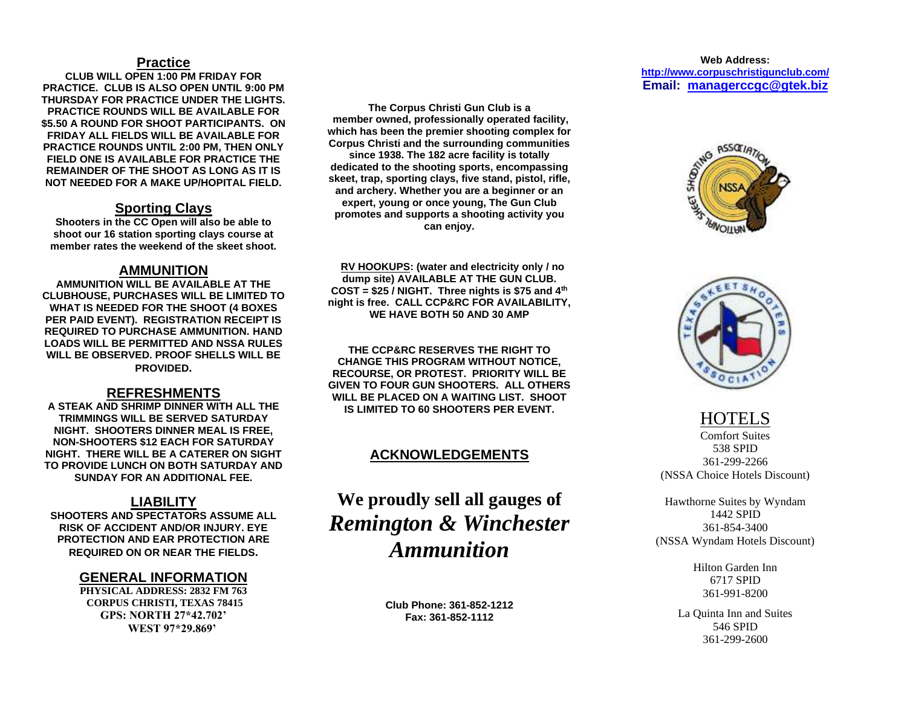## Practice

**CLUB WILL OPEN 1:00 PM FRIDAY FOR PRACTICE. CLUB IS ALSO OPEN UNTIL 9:00 PM THURSDAY FOR PRACTICE UNDER THE LIGHTS. PRACTICE ROUNDS WILL BE AVAILABLE FOR $5.50 A ROUND FOR SHOOT PARTICIPANTS. ON FRIDAY ALL FIELDS WILL BE AVAILABLE FOR PRACTICE ROUNDS UNTIL 2:00 PM, THEN ONLY FIELD ONE IS AVAILABLE FOR PRACTICE THE REMAINDER OF THE SHOOT AS LONG AS IT IS NOT NEEDED FOR A MAKE UP/HOPITAL FIELD.**

## Sporting Clays

**Shooters in the CC Open will also be able to shoot our 16 station sporting clays course at member rates the weekend of the skeet shoot.**

## AMMUNITION

**AMMUNITION WILL BE AVAILABLE AT THE CLUBHOUSE, PURCHASES WILL BE LIMITED TO WHAT IS NEEDED FOR THE SHOOT (4 BOXES PER PAID EVENT). REGISTRATION RECEIPT IS REQUIRED TO PURCHASE AMMUNITION. HAND LOADS WILL BE PERMITTED AND NSSA RULES WILL BE OBSERVED. PROOF SHELLS WILL BE PROVIDED.**

## REFRESHMENTS

**A STEAK AND SHRIMP DINNER WITH ALL THE TRIMMINGS WILL BE SERVED SATURDAY NIGHT. SHOOTERS DINNER MEAL IS FREE, NON-SHOOTERS $12 EACH FOR SATURDAY NIGHT. THERE WILL BE A CATERER ON SIGHT TO PROVIDE LUNCH ON BOTH SATURDAY AND SUNDAY FOR AN ADDITIONAL FEE.**

## LIABILITY

**SHOOTERS AND SPECTATORS ASSUME ALL RISK OF ACCIDENT AND/OR INJURY. EYE PROTECTION AND EAR PROTECTION ARE REQUIRED ON OR NEAR THE FIELDS.**

## GENERAL INFORMATION

**PHYSICAL ADDRESS: 2832 FM 763**
**CORPUS CHRISTI, TEXAS 78415**
**GPS: NORTH 27*42.702'**
**WEST 97*29.869'**

**The Corpus Christi Gun Club is a member owned, professionally operated facility, which has been the premier shooting complex for Corpus Christi and the surrounding communities since 1938. The 182 acre facility is totally dedicated to the shooting sports, encompassing skeet, trap, sporting clays, five stand, pistol, rifle, and archery. Whether you are a beginner or an expert, young or once young, The Gun Club promotes and supports a shooting activity you can enjoy.**

**RV HOOKUPS: (water and electricity only / no dump site) AVAILABLE AT THE GUN CLUB. COST = $25 / NIGHT. Three nights is $75 and 4th night is free. CALL CCP&RC FOR AVAILABILITY, WE HAVE BOTH 50 AND 30 AMP**

**THE CCP&RC RESERVES THE RIGHT TO CHANGE THIS PROGRAM WITHOUT NOTICE, RECOURSE, OR PROTEST. PRIORITY WILL BE GIVEN TO FOUR GUN SHOOTERS. ALL OTHERS WILL BE PLACED ON A WAITING LIST. SHOOT IS LIMITED TO 60 SHOOTERS PER EVENT.**

## ACKNOWLEDGEMENTS

**We proudly sell all gauges of *Remington & Winchester Ammunition***

**Club Phone: 361-852-1212**
**Fax: 361-852-1112**

**Web Address:** http://www.corpuschristigunclub.com/
**Email: managerccgc@gtek.biz**

## HOTELS

Comfort Suites
538 SPID
361-299-2266
(NSSA Choice Hotels Discount)

Hawthorne Suites by Wyndam
1442 SPID
361-854-3400
(NSSA Wyndam Hotels Discount)

Hilton Garden Inn
6717 SPID
361-991-8200

La Quinta Inn and Suites
546 SPID
361-299-2600